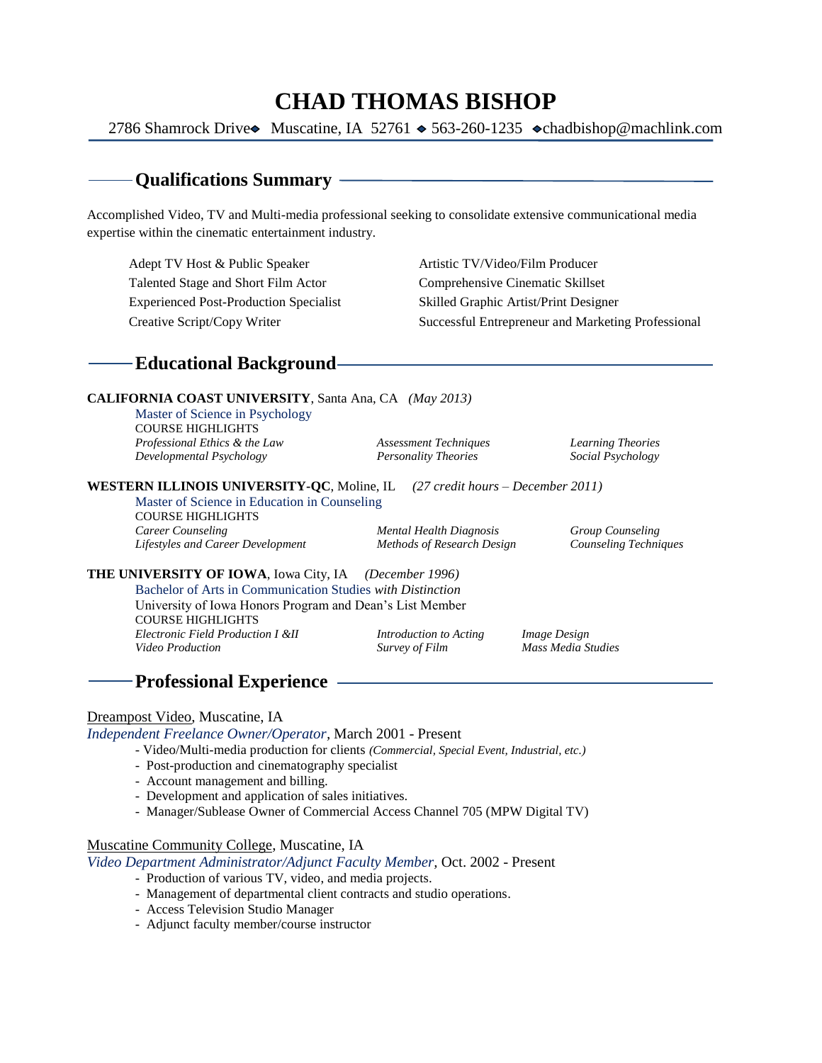# CHAD THOMAS BISHOP

2786 Shamrock Drive ◆ Muscatine, IA 52761 ◆ 563-260-1235 ◆ chadbishop@machlink.com

## Qualifications Summary

Accomplished Video, TV and Multi-media professional seeking to consolidate extensive communicational media expertise within the cinematic entertainment industry.

- Adept TV Host & Public Speaker
- Talented Stage and Short Film Actor
- Experienced Post-Production Specialist
- Creative Script/Copy Writer
- Artistic TV/Video/Film Producer
- Comprehensive Cinematic Skillset
- Skilled Graphic Artist/Print Designer
- Successful Entrepreneur and Marketing Professional

## Educational Background

**CALIFORNIA COAST UNIVERSITY**, Santa Ana, CA *(May 2013)*

Master of Science in Psychology

COURSE HIGHLIGHTS

*Professional Ethics & the Law* · *Assessment Techniques* · *Learning Theories*
*Developmental Psychology* · *Personality Theories* · *Social Psychology*

**WESTERN ILLINOIS UNIVERSITY-QC**, Moline, IL *(27 credit hours – December 2011)*

Master of Science in Education in Counseling

COURSE HIGHLIGHTS

*Career Counseling* · *Mental Health Diagnosis* · *Group Counseling*
*Lifestyles and Career Development* · *Methods of Research Design* · *Counseling Techniques*

**THE UNIVERSITY OF IOWA**, Iowa City, IA *(December 1996)*

Bachelor of Arts in Communication Studies *with Distinction*

University of Iowa Honors Program and Dean's List Member

COURSE HIGHLIGHTS

*Electronic Field Production I &II* · *Introduction to Acting* · *Image Design*
*Video Production* · *Survey of Film* · *Mass Media Studies*

## Professional Experience

Dreampost Video, Muscatine, IA

*Independent Freelance Owner/Operator*, March 2001 - Present

- Video/Multi-media production for clients *(Commercial, Special Event, Industrial, etc.)*
- Post-production and cinematography specialist
- Account management and billing.
- Development and application of sales initiatives.
- Manager/Sublease Owner of Commercial Access Channel 705 (MPW Digital TV)

Muscatine Community College, Muscatine, IA

*Video Department Administrator/Adjunct Faculty Member*, Oct. 2002 - Present

- Production of various TV, video, and media projects.
- Management of departmental client contracts and studio operations.
- Access Television Studio Manager
- Adjunct faculty member/course instructor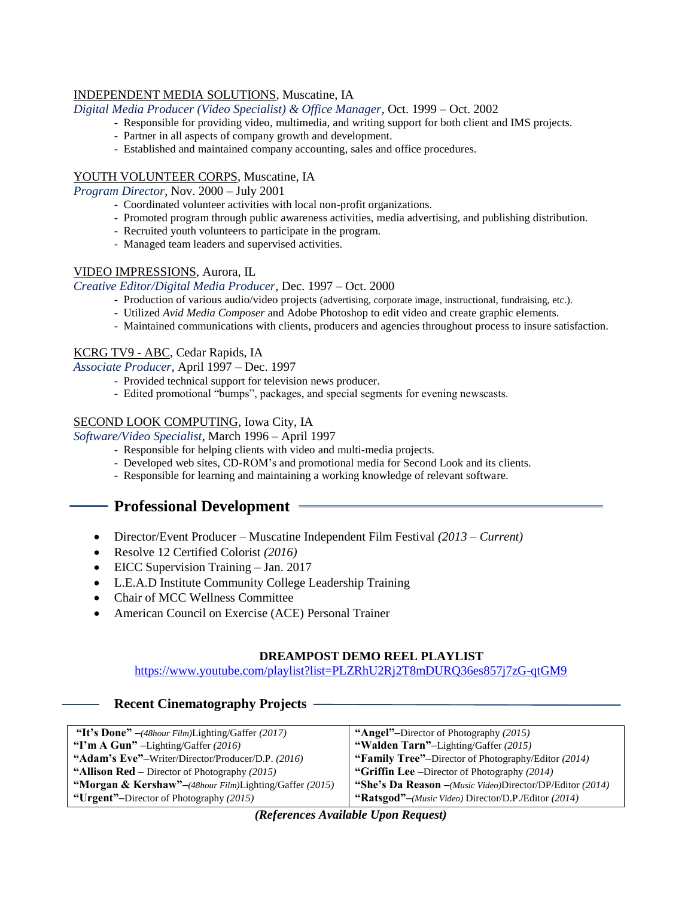INDEPENDENT MEDIA SOLUTIONS, Muscatine, IA

*Digital Media Producer (Video Specialist) & Office Manager*, Oct. 1999 – Oct. 2002

- Responsible for providing video, multimedia, and writing support for both client and IMS projects.
- Partner in all aspects of company growth and development.
- Established and maintained company accounting, sales and office procedures.

YOUTH VOLUNTEER CORPS, Muscatine, IA

*Program Director*, Nov. 2000 – July 2001

- Coordinated volunteer activities with local non-profit organizations.
- Promoted program through public awareness activities, media advertising, and publishing distribution.
- Recruited youth volunteers to participate in the program.
- Managed team leaders and supervised activities.

VIDEO IMPRESSIONS, Aurora, IL

*Creative Editor/Digital Media Producer*, Dec. 1997 – Oct. 2000

- Production of various audio/video projects (advertising, corporate image, instructional, fundraising, etc.).
- Utilized *Avid Media Composer* and Adobe Photoshop to edit video and create graphic elements.
- Maintained communications with clients, producers and agencies throughout process to insure satisfaction.

KCRG TV9 - ABC, Cedar Rapids, IA

*Associate Producer*, April 1997 – Dec. 1997

- Provided technical support for television news producer.
- Edited promotional "bumps", packages, and special segments for evening newscasts.

SECOND LOOK COMPUTING, Iowa City, IA

*Software/Video Specialist*, March 1996 – April 1997

- Responsible for helping clients with video and multi-media projects.
- Developed web sites, CD-ROM's and promotional media for Second Look and its clients.
- Responsible for learning and maintaining a working knowledge of relevant software.

## Professional Development

- Director/Event Producer – Muscatine Independent Film Festival *(2013 – Current)*
- Resolve 12 Certified Colorist *(2016)*
- EICC Supervision Training – Jan. 2017
- L.E.A.D Institute Community College Leadership Training
- Chair of MCC Wellness Committee
- American Council on Exercise (ACE) Personal Trainer

**DREAMPOST DEMO REEL PLAYLIST**

https://www.youtube.com/playlist?list=PLZRhU2Rj2T8mDURQ36es857j7zG-qtGM9

## Recent Cinematography Projects

| | |
|---|---|
| **"It's Done"** –*(48hour Film)*Lighting/Gaffer *(2017)* | **"Angel"**–Director of Photography *(2015)* |
| **"I'm A Gun"** –Lighting/Gaffer *(2016)* | **"Walden Tarn"**–Lighting/Gaffer *(2015)* |
| **"Adam's Eve"**–Writer/Director/Producer/D.P. *(2016)* | **"Family Tree"**–Director of Photography/Editor *(2014)* |
| **"Allison Red** – Director of Photography *(2015)* | **"Griffin Lee** –Director of Photography *(2014)* |
| **"Morgan & Kershaw"**–*(48hour Film)*Lighting/Gaffer *(2015)* | **"She's Da Reason** –*(Music Video)*Director/DP/Editor *(2014)* |
| **"Urgent"**–Director of Photography *(2015)* | **"Ratsgod"**–*(Music Video)* Director/D.P./Editor *(2014)* |

***(References Available Upon Request)***